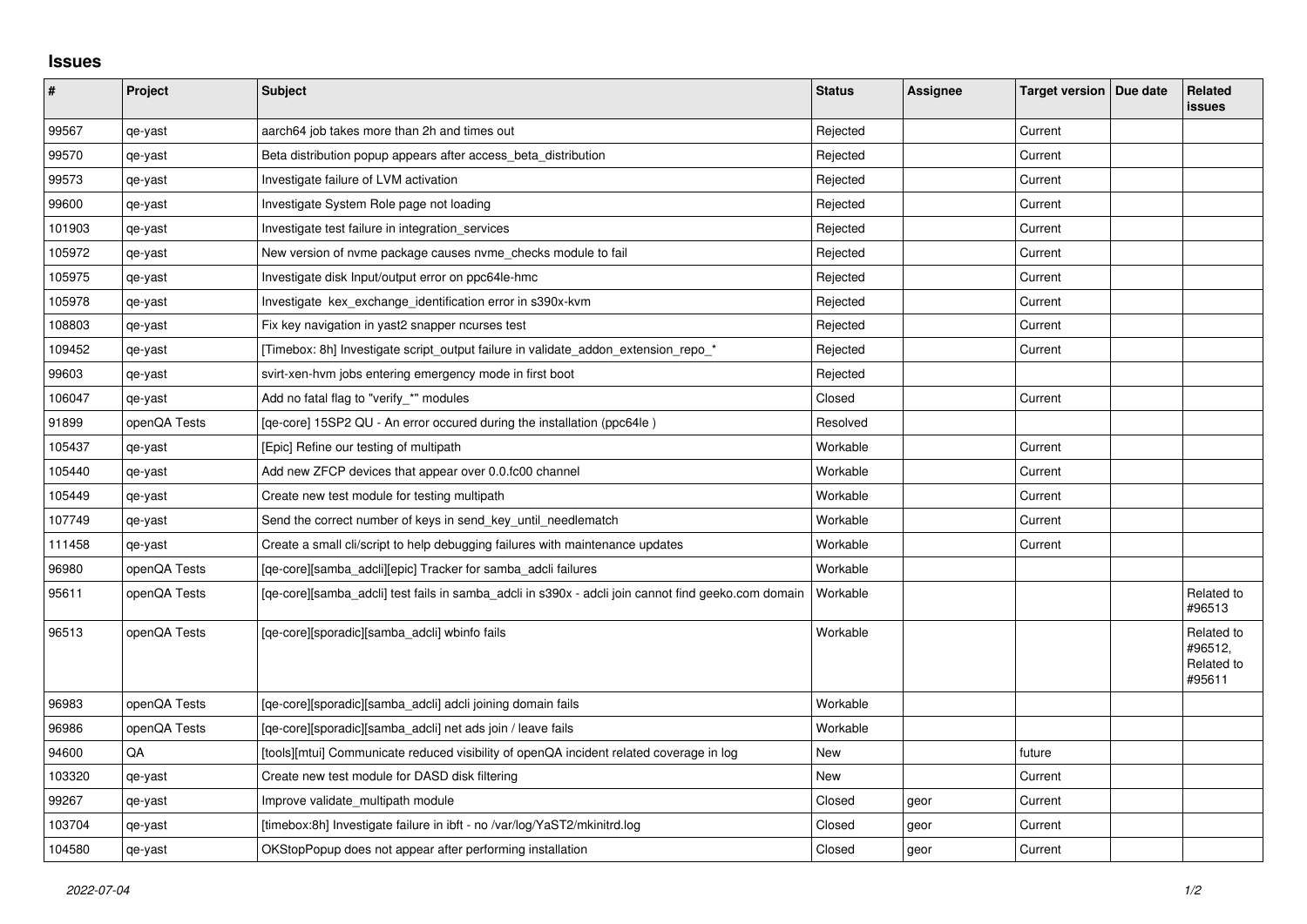## Issues

| # | Project | Subject | Status | Assignee | Target version | Due date | Related issues |
|---|---|---|---|---|---|---|---|
| 99567 | qe-yast | aarch64 job takes more than 2h and times out | Rejected | | Current | | |
| 99570 | qe-yast | Beta distribution popup appears after access_beta_distribution | Rejected | | Current | | |
| 99573 | qe-yast | Investigate failure of LVM activation | Rejected | | Current | | |
| 99600 | qe-yast | Investigate System Role page not loading | Rejected | | Current | | |
| 101903 | qe-yast | Investigate test failure in integration_services | Rejected | | Current | | |
| 105972 | qe-yast | New version of nvme package causes nvme_checks module to fail | Rejected | | Current | | |
| 105975 | qe-yast | Investigate disk Input/output error on ppc64le-hmc | Rejected | | Current | | |
| 105978 | qe-yast | Investigate kex_exchange_identification error in s390x-kvm | Rejected | | Current | | |
| 108803 | qe-yast | Fix key navigation in yast2 snapper ncurses test | Rejected | | Current | | |
| 109452 | qe-yast | [Timebox: 8h] Investigate script_output failure in validate_addon_extension_repo_* | Rejected | | Current | | |
| 99603 | qe-yast | svirt-xen-hvm jobs entering emergency mode in first boot | Rejected | | | | |
| 106047 | qe-yast | Add no fatal flag to "verify_*" modules | Closed | | Current | | |
| 91899 | openQA Tests | [qe-core] 15SP2 QU - An error occured during the installation (ppc64le ) | Resolved | | | | |
| 105437 | qe-yast | [Epic] Refine our testing of multipath | Workable | | Current | | |
| 105440 | qe-yast | Add new ZFCP devices that appear over 0.0.fc00 channel | Workable | | Current | | |
| 105449 | qe-yast | Create new test module for testing multipath | Workable | | Current | | |
| 107749 | qe-yast | Send the correct number of keys in send_key_until_needlematch | Workable | | Current | | |
| 111458 | qe-yast | Create a small cli/script to help debugging failures with maintenance updates | Workable | | Current | | |
| 96980 | openQA Tests | [qe-core][samba_adcli][epic] Tracker for samba_adcli failures | Workable | | | | |
| 95611 | openQA Tests | [qe-core][samba_adcli] test fails in samba_adcli in s390x - adcli join cannot find geeko.com domain | Workable | | | | Related to #96513 |
| 96513 | openQA Tests | [qe-core][sporadic][samba_adcli] wbinfo fails | Workable | | | | Related to #96512, Related to #95611 |
| 96983 | openQA Tests | [qe-core][sporadic][samba_adcli] adcli joining domain fails | Workable | | | | |
| 96986 | openQA Tests | [qe-core][sporadic][samba_adcli] net ads join / leave fails | Workable | | | | |
| 94600 | QA | [tools][mtui] Communicate reduced visibility of openQA incident related coverage in log | New | | future | | |
| 103320 | qe-yast | Create new test module for DASD disk filtering | New | | Current | | |
| 99267 | qe-yast | Improve validate_multipath module | Closed | geor | Current | | |
| 103704 | qe-yast | [timebox:8h] Investigate failure in ibft - no /var/log/YaST2/mkinitrd.log | Closed | geor | Current | | |
| 104580 | qe-yast | OKStopPopup does not appear after performing installation | Closed | geor | Current | | |

*2022-07-04*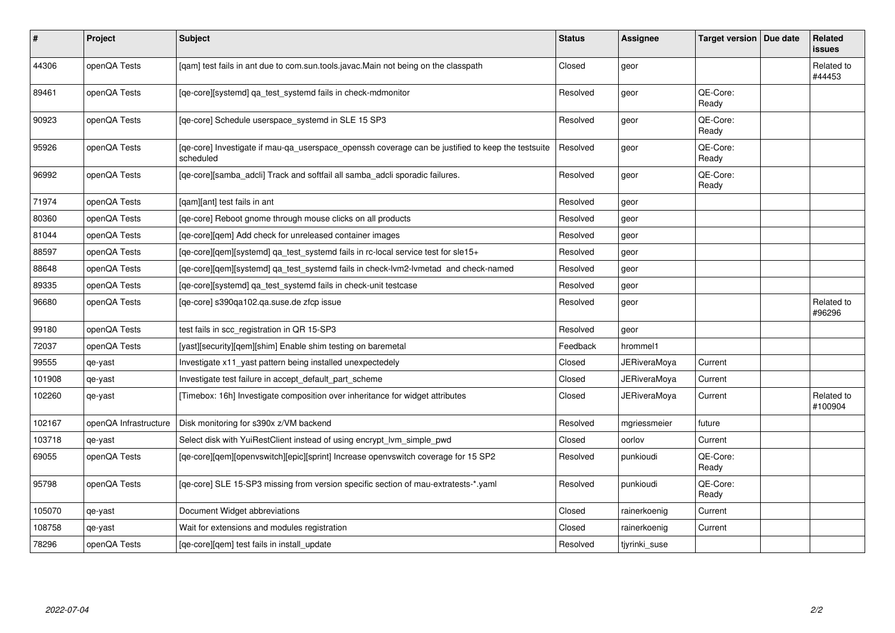| # | Project | Subject | Status | Assignee | Target version | Due date | Related issues |
|---|---|---|---|---|---|---|---|
| 44306 | openQA Tests | [qam] test fails in ant due to com.sun.tools.javac.Main not being on the classpath | Closed | geor | | | Related to #44453 |
| 89461 | openQA Tests | [qe-core][systemd] qa_test_systemd fails in check-mdmonitor | Resolved | geor | QE-Core: Ready | | |
| 90923 | openQA Tests | [qe-core] Schedule userspace_systemd in SLE 15 SP3 | Resolved | geor | QE-Core: Ready | | |
| 95926 | openQA Tests | [qe-core] Investigate if mau-qa_userspace_openssh coverage can be justified to keep the testsuite scheduled | Resolved | geor | QE-Core: Ready | | |
| 96992 | openQA Tests | [qe-core][samba_adcli] Track and softfail all samba_adcli sporadic failures. | Resolved | geor | QE-Core: Ready | | |
| 71974 | openQA Tests | [qam][ant] test fails in ant | Resolved | geor | | | |
| 80360 | openQA Tests | [qe-core] Reboot gnome through mouse clicks on all products | Resolved | geor | | | |
| 81044 | openQA Tests | [qe-core][qem] Add check for unreleased container images | Resolved | geor | | | |
| 88597 | openQA Tests | [qe-core][qem][systemd] qa_test_systemd fails in rc-local service test for sle15+ | Resolved | geor | | | |
| 88648 | openQA Tests | [qe-core][qem][systemd] qa_test_systemd fails in check-lvm2-lvmetad and check-named | Resolved | geor | | | |
| 89335 | openQA Tests | [qe-core][systemd] qa_test_systemd fails in check-unit testcase | Resolved | geor | | | |
| 96680 | openQA Tests | [qe-core] s390qa102.qa.suse.de zfcp issue | Resolved | geor | | | Related to #96296 |
| 99180 | openQA Tests | test fails in scc_registration in QR 15-SP3 | Resolved | geor | | | |
| 72037 | openQA Tests | [yast][security][qem][shim] Enable shim testing on baremetal | Feedback | hrommel1 | | | |
| 99555 | qe-yast | Investigate x11_yast pattern being installed unexpectedely | Closed | JERiveraMoya | Current | | |
| 101908 | qe-yast | Investigate test failure in accept_default_part_scheme | Closed | JERiveraMoya | Current | | |
| 102260 | qe-yast | [Timebox: 16h] Investigate composition over inheritance for widget attributes | Closed | JERiveraMoya | Current | | Related to #100904 |
| 102167 | openQA Infrastructure | Disk monitoring for s390x z/VM backend | Resolved | mgriessmeier | future | | |
| 103718 | qe-yast | Select disk with YuiRestClient instead of using encrypt_lvm_simple_pwd | Closed | oorlov | Current | | |
| 69055 | openQA Tests | [qe-core][qem][openvswitch][epic][sprint] Increase openvswitch coverage for 15 SP2 | Resolved | punkioudi | QE-Core: Ready | | |
| 95798 | openQA Tests | [qe-core] SLE 15-SP3 missing from version specific section of mau-extratests-*.yaml | Resolved | punkioudi | QE-Core: Ready | | |
| 105070 | qe-yast | Document Widget abbreviations | Closed | rainerkoenig | Current | | |
| 108758 | qe-yast | Wait for extensions and modules registration | Closed | rainerkoenig | Current | | |
| 78296 | openQA Tests | [qe-core][qem] test fails in install_update | Resolved | tjyrinki_suse | | | |